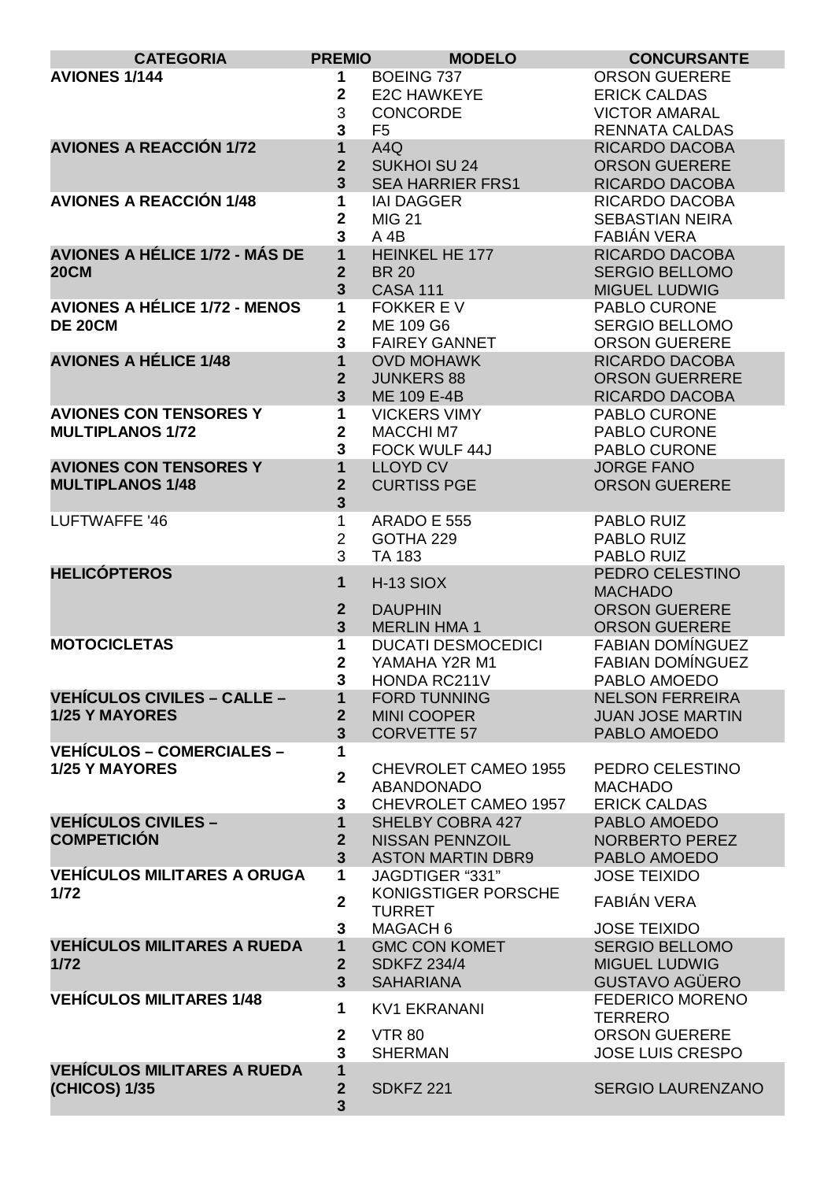| CATEGORIA | PREMIO | MODELO | CONCURSANTE |
|---|---|---|---|
| **AVIONES 1/144** | 1 | BOEING 737 | ORSON GUERERE |
| | 2 | E2C HAWKEYE | ERICK CALDAS |
| | 3 | CONCORDE | VICTOR AMARAL |
| | 3 | F5 | RENNATA CALDAS |
| **AVIONES A REACCIÓN 1/72** | 1 | A4Q | RICARDO DACOBA |
| | 2 | SUKHOI SU 24 | ORSON GUERERE |
| | 3 | SEA HARRIER FRS1 | RICARDO DACOBA |
| **AVIONES A REACCIÓN 1/48** | 1 | IAI DAGGER | RICARDO DACOBA |
| | 2 | MIG 21 | SEBASTIAN NEIRA |
| | 3 | A 4B | FABIÁN VERA |
| **AVIONES A HÉLICE 1/72 - MÁS DE 20CM** | 1 | HEINKEL HE 177 | RICARDO DACOBA |
| | 2 | BR 20 | SERGIO BELLOMO |
| | 3 | CASA 111 | MIGUEL LUDWIG |
| **AVIONES A HÉLICE 1/72 - MENOS DE 20CM** | 1 | FOKKER E V | PABLO CURONE |
| | 2 | ME 109 G6 | SERGIO BELLOMO |
| | 3 | FAIREY GANNET | ORSON GUERERE |
| **AVIONES A HÉLICE 1/48** | 1 | OVD MOHAWK | RICARDO DACOBA |
| | 2 | JUNKERS 88 | ORSON GUERRERE |
| | 3 | ME 109 E-4B | RICARDO DACOBA |
| **AVIONES CON TENSORES Y MULTIPLANOS 1/72** | 1 | VICKERS VIMY | PABLO CURONE |
| | 2 | MACCHI M7 | PABLO CURONE |
| | 3 | FOCK WULF 44J | PABLO CURONE |
| **AVIONES CON TENSORES Y MULTIPLANOS 1/48** | 1 | LLOYD CV | JORGE FANO |
| | 2 | CURTISS PGE | ORSON GUERERE |
| | 3 | | |
| LUFTWAFFE '46 | 1 | ARADO E 555 | PABLO RUIZ |
| | 2 | GOTHA 229 | PABLO RUIZ |
| | 3 | TA 183 | PABLO RUIZ |
| **HELICÓPTEROS** | 1 | H-13 SIOX | PEDRO CELESTINO MACHADO |
| | 2 | DAUPHIN | ORSON GUERERE |
| | 3 | MERLIN HMA 1 | ORSON GUERERE |
| **MOTOCICLETAS** | 1 | DUCATI DESMOCEDICI | FABIAN DOMÍNGUEZ |
| | 2 | YAMAHA Y2R M1 | FABIAN DOMÍNGUEZ |
| | 3 | HONDA RC211V | PABLO AMOEDO |
| **VEHÍCULOS CIVILES – CALLE – 1/25 Y MAYORES** | 1 | FORD TUNNING | NELSON FERREIRA |
| | 2 | MINI COOPER | JUAN JOSE MARTIN |
| | 3 | CORVETTE 57 | PABLO AMOEDO |
| **VEHÍCULOS – COMERCIALES – 1/25 Y MAYORES** | 1 | | |
| | 2 | CHEVROLET CAMEO 1955 ABANDONADO | PEDRO CELESTINO MACHADO |
| | 3 | CHEVROLET CAMEO 1957 | ERICK CALDAS |
| **VEHÍCULOS CIVILES – COMPETICIÓN** | 1 | SHELBY COBRA 427 | PABLO AMOEDO |
| | 2 | NISSAN PENNZOIL | NORBERTO PEREZ |
| | 3 | ASTON MARTIN DBR9 | PABLO AMOEDO |
| **VEHÍCULOS MILITARES A ORUGA 1/72** | 1 | JAGDTIGER "331" | JOSE TEIXIDO |
| | 2 | KONIGSTIGER PORSCHE TURRET | FABIÁN VERA |
| | 3 | MAGACH 6 | JOSE TEIXIDO |
| **VEHÍCULOS MILITARES A RUEDA 1/72** | 1 | GMC CON KOMET | SERGIO BELLOMO |
| | 2 | SDKFZ 234/4 | MIGUEL LUDWIG |
| | 3 | SAHARIANA | GUSTAVO AGÜERO |
| **VEHÍCULOS MILITARES 1/48** | 1 | KV1 EKRANANI | FEDERICO MORENO TERRERO |
| | 2 | VTR 80 | ORSON GUERERE |
| | 3 | SHERMAN | JOSE LUIS CRESPO |
| **VEHÍCULOS MILITARES A RUEDA (CHICOS) 1/35** | 1 | | |
| | 2 | SDKFZ 221 | SERGIO LAURENZANO |
| | 3 | | |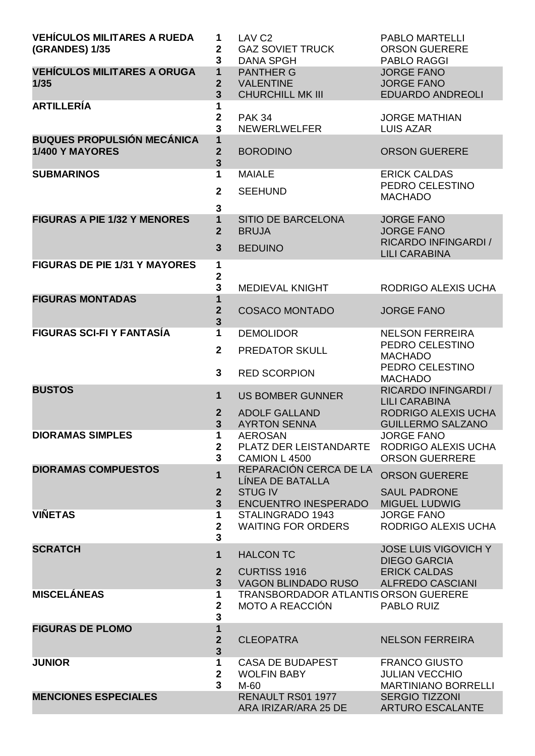| Categoría | Puesto | Modelo | Autor |
|---|---|---|---|
| **VEHÍCULOS MILITARES A RUEDA (GRANDES) 1/35** | 1 | LAV C2 | PABLO MARTELLI |
| | 2 | GAZ SOVIET TRUCK | ORSON GUERERE |
| | 3 | DANA SPGH | PABLO RAGGI |
| **VEHÍCULOS MILITARES A ORUGA 1/35** | 1 | PANTHER G | JORGE FANO |
| | 2 | VALENTINE | JORGE FANO |
| | 3 | CHURCHILL MK III | EDUARDO ANDREOLI |
| **ARTILLERÍA** | 1 | | |
| | 2 | PAK 34 | JORGE MATHIAN |
| | 3 | NEWERLWELFER | LUIS AZAR |
| **BUQUES PROPULSIÓN MECÁNICA 1/400 Y MAYORES** | 1 | | |
| | 2 | BORODINO | ORSON GUERERE |
| | 3 | | |
| **SUBMARINOS** | 1 | MAIALE | ERICK CALDAS |
| | 2 | SEEHUND | PEDRO CELESTINO MACHADO |
| | 3 | | |
| **FIGURAS A PIE 1/32 Y MENORES** | 1 | SITIO DE BARCELONA | JORGE FANO |
| | 2 | BRUJA | JORGE FANO |
| | 3 | BEDUINO | RICARDO INFINGARDI / LILI CARABINA |
| **FIGURAS DE PIE 1/31 Y MAYORES** | 1 | | |
| | 2 | | |
| | 3 | MEDIEVAL KNIGHT | RODRIGO ALEXIS UCHA |
| **FIGURAS MONTADAS** | 1 | | |
| | 2 | COSACO MONTADO | JORGE FANO |
| | 3 | | |
| **FIGURAS SCI-FI Y FANTASÍA** | 1 | DEMOLIDOR | NELSON FERREIRA |
| | 2 | PREDATOR SKULL | PEDRO CELESTINO MACHADO |
| | 3 | RED SCORPION | PEDRO CELESTINO MACHADO |
| **BUSTOS** | 1 | US BOMBER GUNNER | RICARDO INFINGARDI / LILI CARABINA |
| | 2 | ADOLF GALLAND | RODRIGO ALEXIS UCHA |
| | 3 | AYRTON SENNA | GUILLERMO SALZANO |
| **DIORAMAS SIMPLES** | 1 | AEROSAN | JORGE FANO |
| | 2 | PLATZ DER LEISTANDARTE | RODRIGO ALEXIS UCHA |
| | 3 | CAMION L 4500 | ORSON GUERRERE |
| **DIORAMAS COMPUESTOS** | 1 | REPARACIÓN CERCA DE LA LÍNEA DE BATALLA | ORSON GUERERE |
| | 2 | STUG IV | SAUL PADRONE |
| | 3 | ENCUENTRO INESPERADO | MIGUEL LUDWIG |
| **VIÑETAS** | 1 | STALINGRADO 1943 | JORGE FANO |
| | 2 | WAITING FOR ORDERS | RODRIGO ALEXIS UCHA |
| | 3 | | |
| **SCRATCH** | 1 | HALCON TC | JOSE LUIS VIGOVICH Y DIEGO GARCIA |
| | 2 | CURTISS 1916 | ERICK CALDAS |
| | 3 | VAGON BLINDADO RUSO | ALFREDO CASCIANI |
| **MISCELÁNEAS** | 1 | TRANSBORDADOR ATLANTIS | ORSON GUERERE |
| | 2 | MOTO A REACCIÓN | PABLO RUIZ |
| | 3 | | |
| **FIGURAS DE PLOMO** | 1 | | |
| | 2 | CLEOPATRA | NELSON FERREIRA |
| | 3 | | |
| **JUNIOR** | 1 | CASA DE BUDAPEST | FRANCO GIUSTO |
| | 2 | WOLFIN BABY | JULIAN VECCHIO |
| | 3 | M-60 | MARTINIANO BORRELLI |
| **MENCIONES ESPECIALES** | | RENAULT RS01 1977 | SERGIO TIZZONI |
| | | ARA IRIZAR/ARA 25 DE | ARTURO ESCALANTE |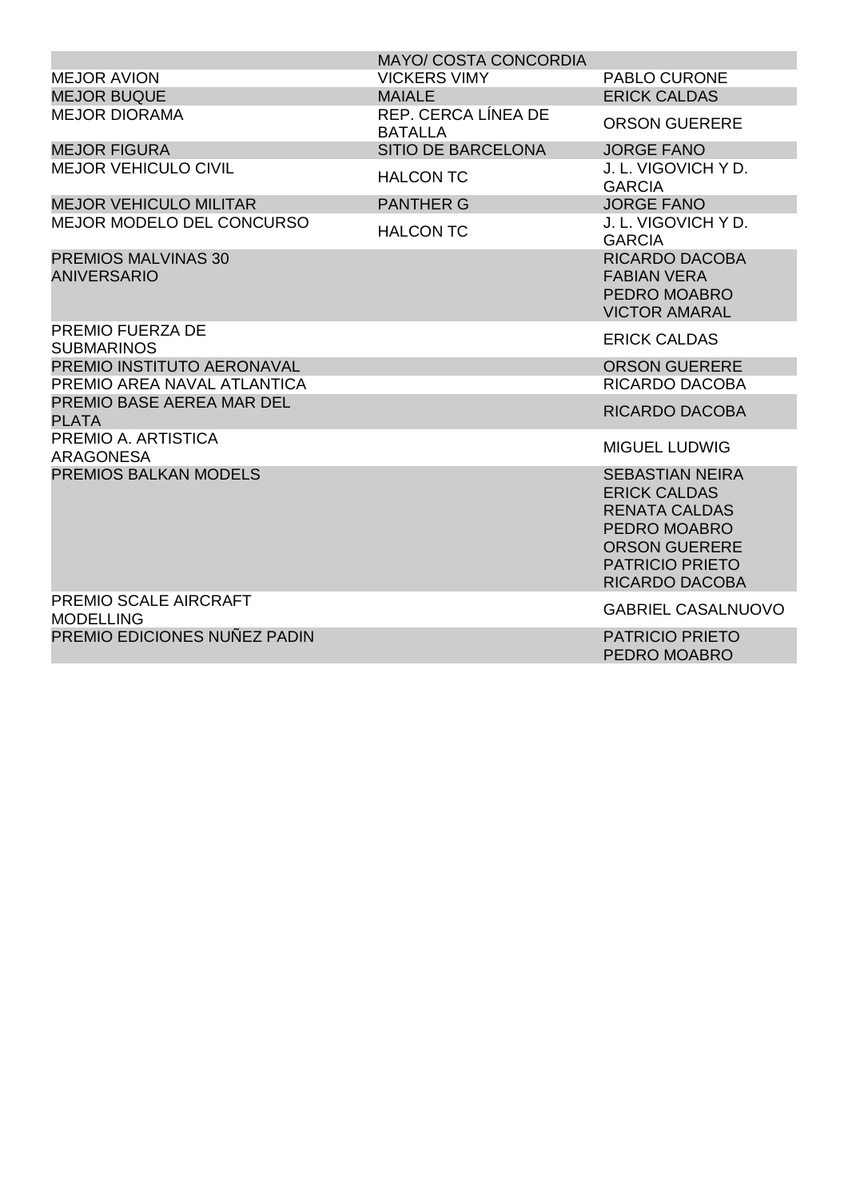| | | |
|---|---|---|
| | MAYO/ COSTA CONCORDIA | |
| MEJOR AVION | VICKERS VIMY | PABLO CURONE |
| MEJOR BUQUE | MAIALE | ERICK CALDAS |
| MEJOR DIORAMA | REP. CERCA LÍNEA DE BATALLA | ORSON GUERERE |
| MEJOR FIGURA | SITIO DE BARCELONA | JORGE FANO |
| MEJOR VEHICULO CIVIL | HALCON TC | J. L. VIGOVICH Y D. GARCIA |
| MEJOR VEHICULO MILITAR | PANTHER G | JORGE FANO |
| MEJOR MODELO DEL CONCURSO | HALCON TC | J. L. VIGOVICH Y D. GARCIA |
| PREMIOS MALVINAS 30 ANIVERSARIO | | RICARDO DACOBA<br>FABIAN VERA<br>PEDRO MOABRO<br>VICTOR AMARAL |
| PREMIO FUERZA DE SUBMARINOS | | ERICK CALDAS |
| PREMIO INSTITUTO AERONAVAL | | ORSON GUERERE |
| PREMIO AREA NAVAL ATLANTICA | | RICARDO DACOBA |
| PREMIO BASE AEREA MAR DEL PLATA | | RICARDO DACOBA |
| PREMIO A. ARTISTICA ARAGONESA | | MIGUEL LUDWIG |
| PREMIOS BALKAN MODELS | | SEBASTIAN NEIRA<br>ERICK CALDAS<br>RENATA CALDAS<br>PEDRO MOABRO<br>ORSON GUERERE<br>PATRICIO PRIETO<br>RICARDO DACOBA |
| PREMIO SCALE AIRCRAFT MODELLING | | GABRIEL CASALNUOVO |
| PREMIO EDICIONES NUÑEZ PADIN | | PATRICIO PRIETO<br>PEDRO MOABRO |